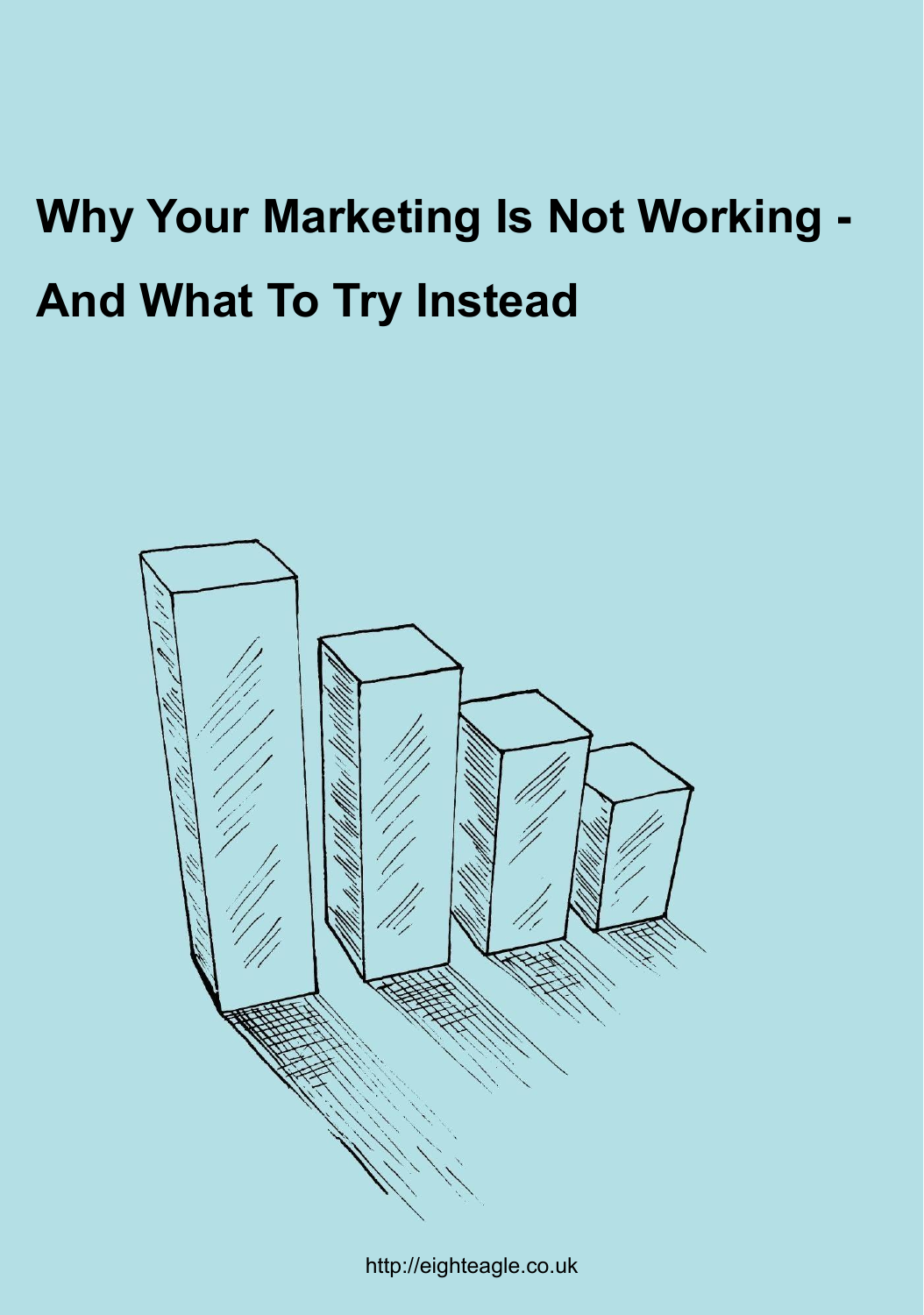# Why Your Marketing Is Not Working - And What To Try Instead

http://eighteagle.co.uk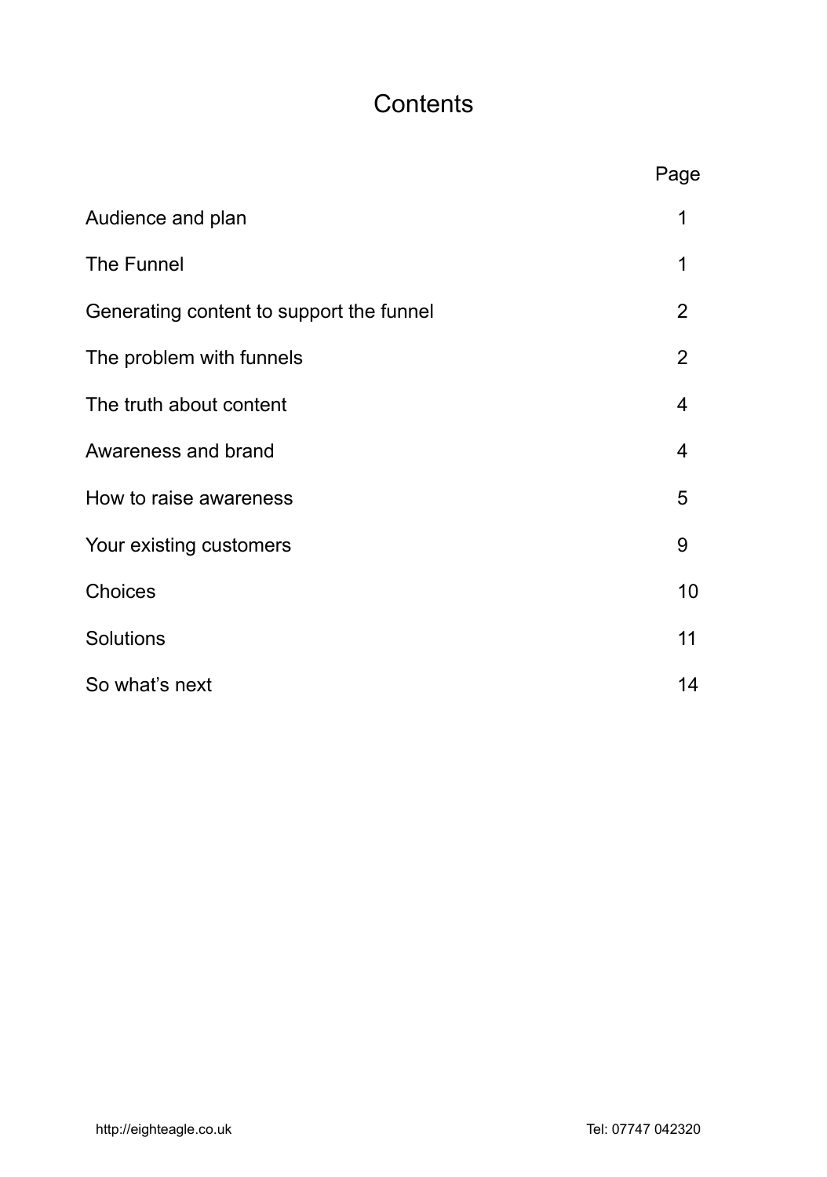# Contents

| | Page |
|---|---|
| Audience and plan | 1 |
| The Funnel | 1 |
| Generating content to support the funnel | 2 |
| The problem with funnels | 2 |
| The truth about content | 4 |
| Awareness and brand | 4 |
| How to raise awareness | 5 |
| Your existing customers | 9 |
| Choices | 10 |
| Solutions | 11 |
| So what's next | 14 |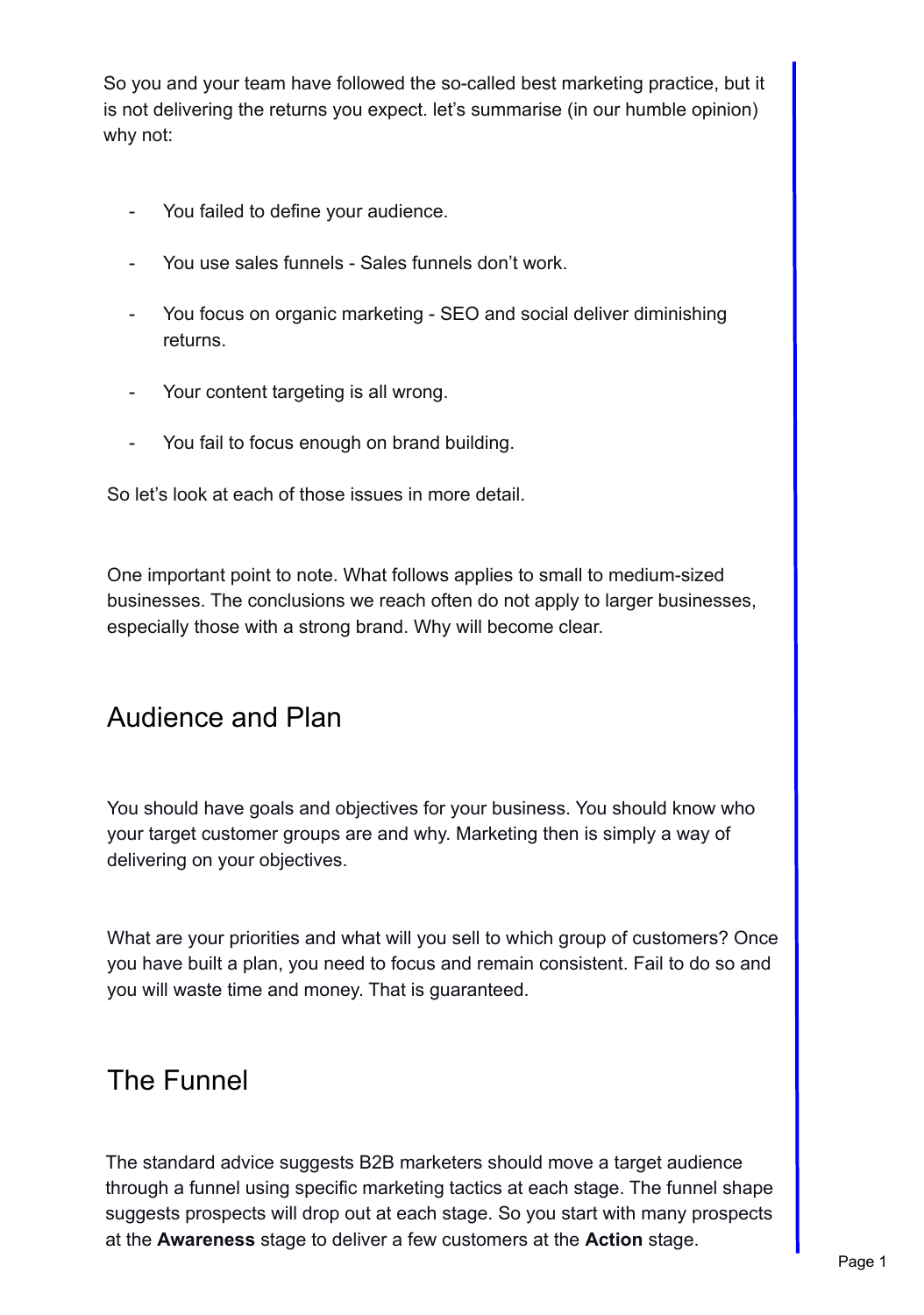So you and your team have followed the so-called best marketing practice, but it is not delivering the returns you expect. let's summarise (in our humble opinion) why not:

- You failed to define your audience.
- You use sales funnels - Sales funnels don't work.
- You focus on organic marketing - SEO and social deliver diminishing returns.
- Your content targeting is all wrong.
- You fail to focus enough on brand building.

So let's look at each of those issues in more detail.

One important point to note. What follows applies to small to medium-sized businesses. The conclusions we reach often do not apply to larger businesses, especially those with a strong brand. Why will become clear.

## Audience and Plan

You should have goals and objectives for your business. You should know who your target customer groups are and why. Marketing then is simply a way of delivering on your objectives.

What are your priorities and what will you sell to which group of customers? Once you have built a plan, you need to focus and remain consistent. Fail to do so and you will waste time and money. That is guaranteed.

## The Funnel

The standard advice suggests B2B marketers should move a target audience through a funnel using specific marketing tactics at each stage. The funnel shape suggests prospects will drop out at each stage. So you start with many prospects at the **Awareness** stage to deliver a few customers at the **Action** stage.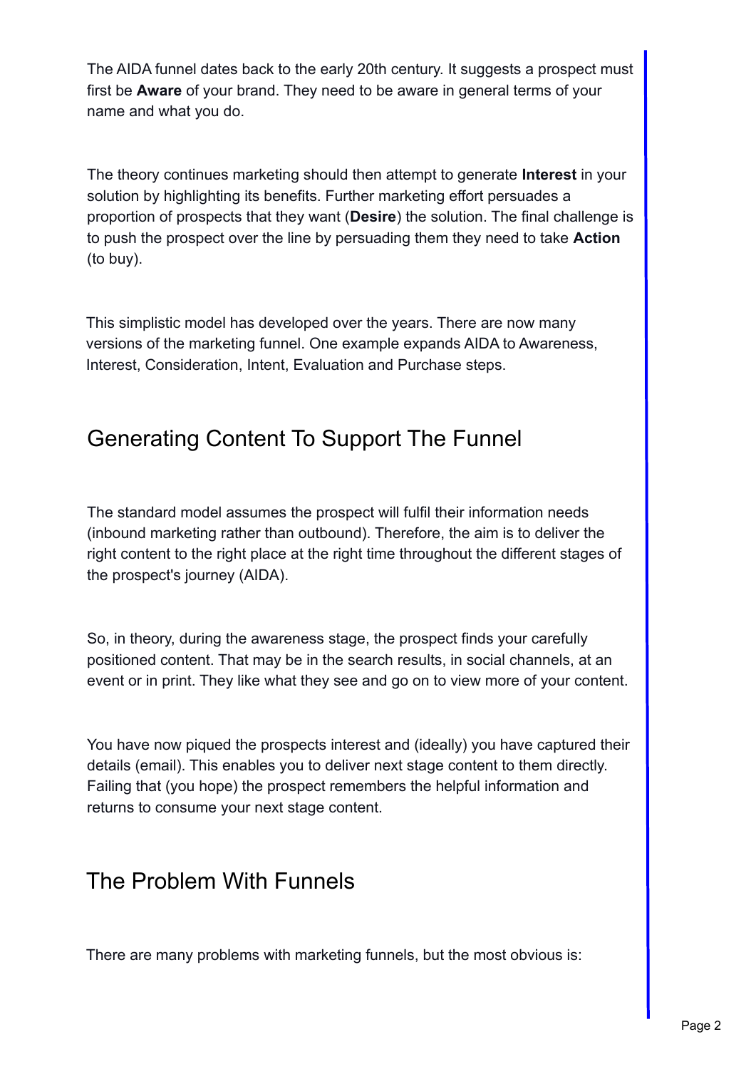The AIDA funnel dates back to the early 20th century. It suggests a prospect must first be **Aware** of your brand. They need to be aware in general terms of your name and what you do.

The theory continues marketing should then attempt to generate **Interest** in your solution by highlighting its benefits. Further marketing effort persuades a proportion of prospects that they want (**Desire**) the solution. The final challenge is to push the prospect over the line by persuading them they need to take **Action** (to buy).

This simplistic model has developed over the years. There are now many versions of the marketing funnel. One example expands AIDA to Awareness, Interest, Consideration, Intent, Evaluation and Purchase steps.

## Generating Content To Support The Funnel

The standard model assumes the prospect will fulfil their information needs (inbound marketing rather than outbound). Therefore, the aim is to deliver the right content to the right place at the right time throughout the different stages of the prospect's journey (AIDA).

So, in theory, during the awareness stage, the prospect finds your carefully positioned content. That may be in the search results, in social channels, at an event or in print. They like what they see and go on to view more of your content.

You have now piqued the prospects interest and (ideally) you have captured their details (email). This enables you to deliver next stage content to them directly. Failing that (you hope) the prospect remembers the helpful information and returns to consume your next stage content.

## The Problem With Funnels

There are many problems with marketing funnels, but the most obvious is: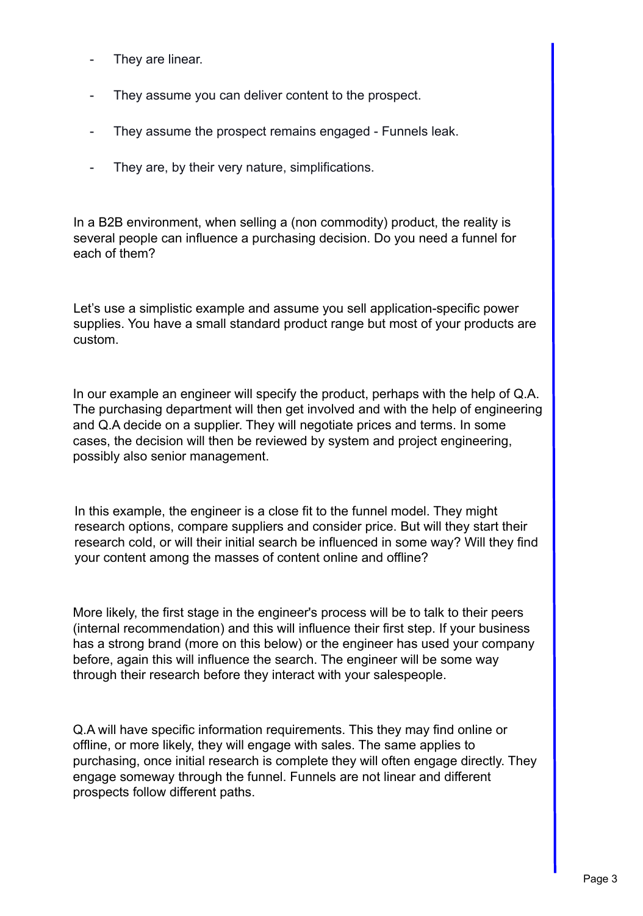- They are linear.
- They assume you can deliver content to the prospect.
- They assume the prospect remains engaged - Funnels leak.
- They are, by their very nature, simplifications.

In a B2B environment, when selling a (non commodity) product, the reality is several people can influence a purchasing decision. Do you need a funnel for each of them?

Let's use a simplistic example and assume you sell application-specific power supplies. You have a small standard product range but most of your products are custom.

In our example an engineer will specify the product, perhaps with the help of Q.A. The purchasing department will then get involved and with the help of engineering and Q.A decide on a supplier. They will negotiate prices and terms. In some cases, the decision will then be reviewed by system and project engineering, possibly also senior management.

In this example, the engineer is a close fit to the funnel model. They might research options, compare suppliers and consider price. But will they start their research cold, or will their initial search be influenced in some way? Will they find your content among the masses of content online and offline?

More likely, the first stage in the engineer's process will be to talk to their peers (internal recommendation) and this will influence their first step. If your business has a strong brand (more on this below) or the engineer has used your company before, again this will influence the search. The engineer will be some way through their research before they interact with your salespeople.

Q.A will have specific information requirements. This they may find online or offline, or more likely, they will engage with sales. The same applies to purchasing, once initial research is complete they will often engage directly. They engage someway through the funnel. Funnels are not linear and different prospects follow different paths.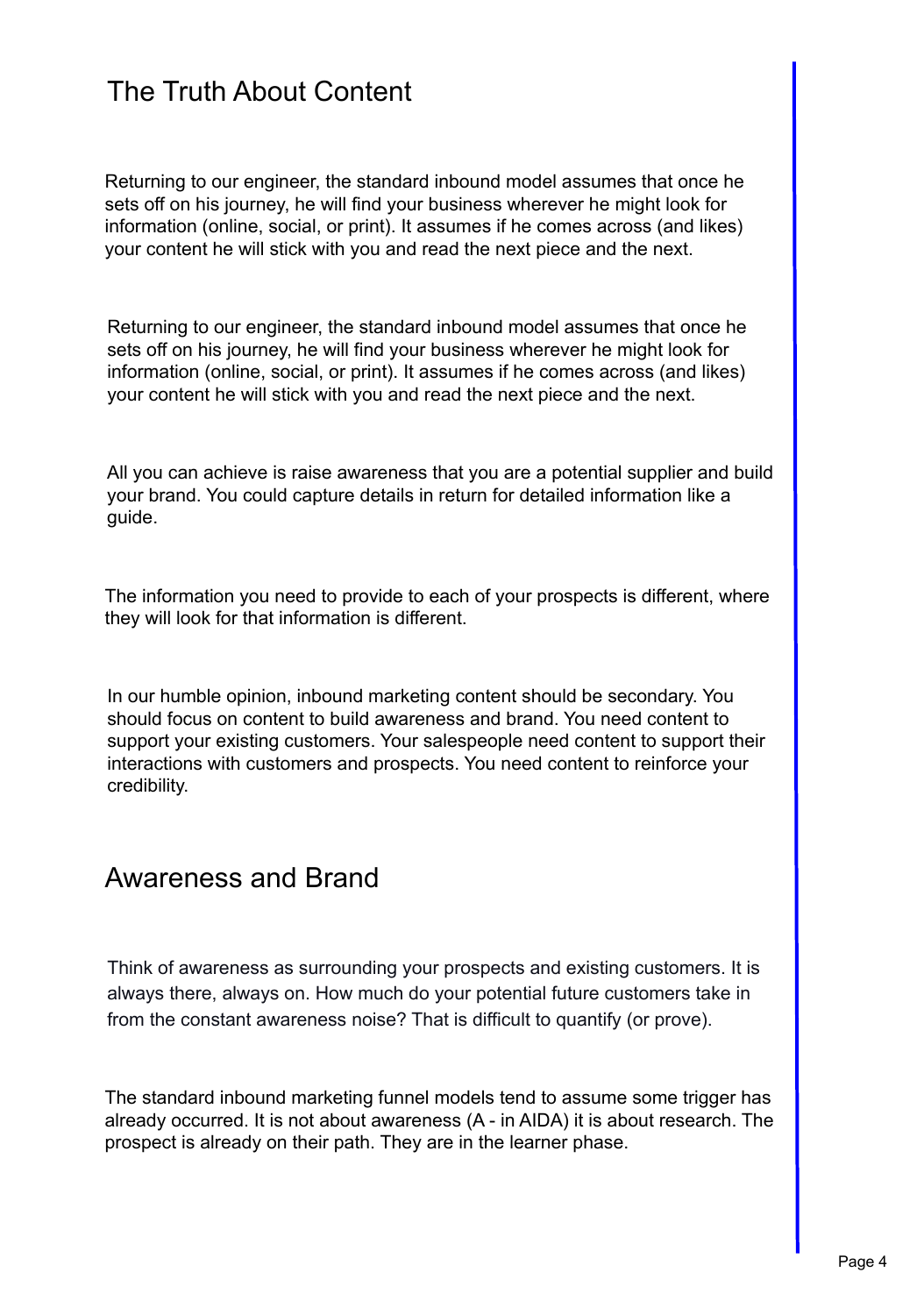## The Truth About Content

Returning to our engineer, the standard inbound model assumes that once he sets off on his journey, he will find your business wherever he might look for information (online, social, or print). It assumes if he comes across (and likes) your content he will stick with you and read the next piece and the next.

Returning to our engineer, the standard inbound model assumes that once he sets off on his journey, he will find your business wherever he might look for information (online, social, or print). It assumes if he comes across (and likes) your content he will stick with you and read the next piece and the next.

All you can achieve is raise awareness that you are a potential supplier and build your brand. You could capture details in return for detailed information like a guide.

The information you need to provide to each of your prospects is different, where they will look for that information is different.

In our humble opinion, inbound marketing content should be secondary. You should focus on content to build awareness and brand. You need content to support your existing customers. Your salespeople need content to support their interactions with customers and prospects. You need content to reinforce your credibility.

## Awareness and Brand

Think of awareness as surrounding your prospects and existing customers. It is always there, always on. How much do your potential future customers take in from the constant awareness noise? That is difficult to quantify (or prove).

The standard inbound marketing funnel models tend to assume some trigger has already occurred. It is not about awareness (A - in AIDA) it is about research. The prospect is already on their path. They are in the learner phase.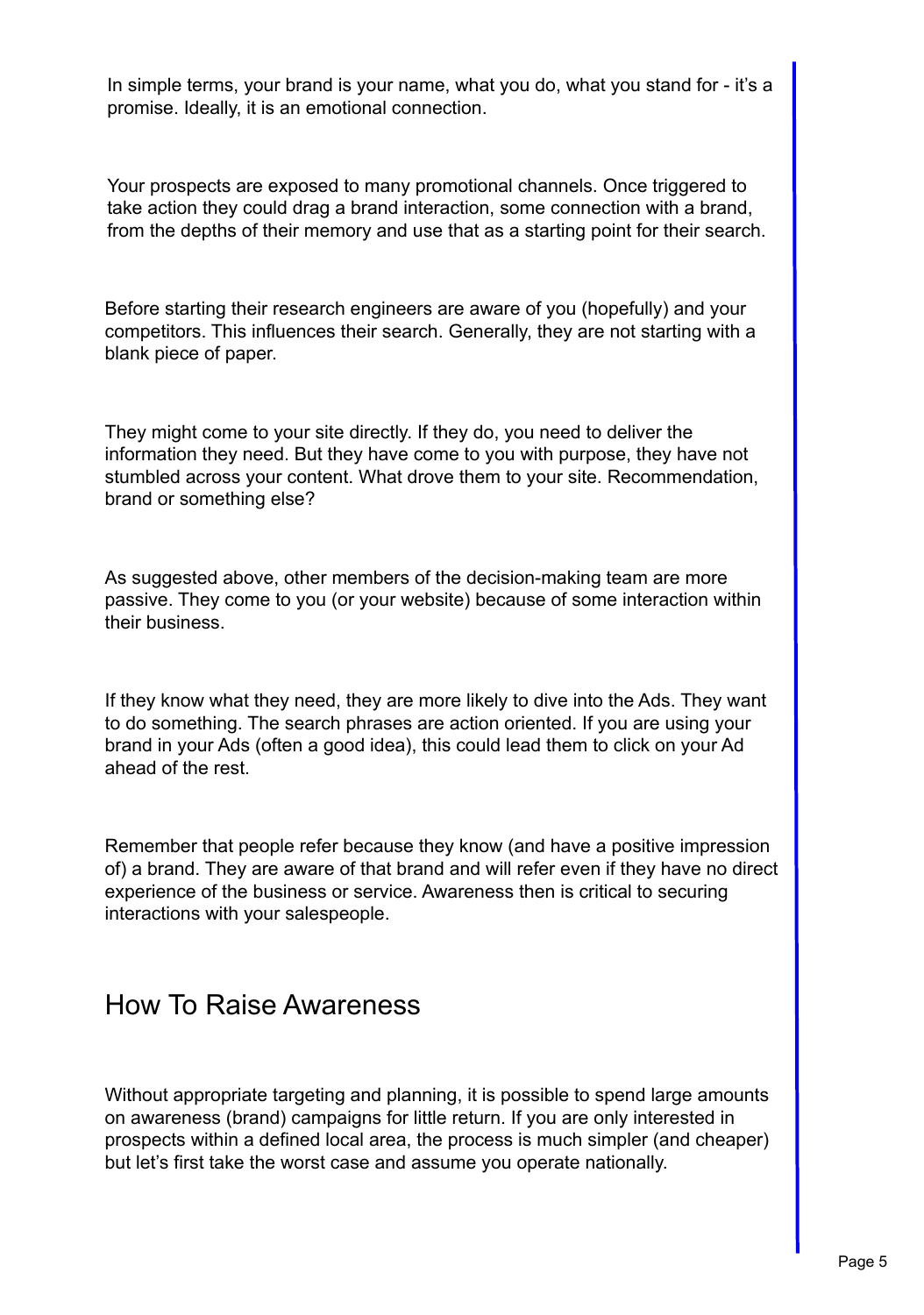In simple terms, your brand is your name, what you do, what you stand for - it's a promise. Ideally, it is an emotional connection.

Your prospects are exposed to many promotional channels. Once triggered to take action they could drag a brand interaction, some connection with a brand, from the depths of their memory and use that as a starting point for their search.

Before starting their research engineers are aware of you (hopefully) and your competitors. This influences their search. Generally, they are not starting with a blank piece of paper.

They might come to your site directly. If they do, you need to deliver the information they need. But they have come to you with purpose, they have not stumbled across your content. What drove them to your site. Recommendation, brand or something else?

As suggested above, other members of the decision-making team are more passive. They come to you (or your website) because of some interaction within their business.

If they know what they need, they are more likely to dive into the Ads. They want to do something. The search phrases are action oriented. If you are using your brand in your Ads (often a good idea), this could lead them to click on your Ad ahead of the rest.

Remember that people refer because they know (and have a positive impression of) a brand. They are aware of that brand and will refer even if they have no direct experience of the business or service. Awareness then is critical to securing interactions with your salespeople.

## How To Raise Awareness

Without appropriate targeting and planning, it is possible to spend large amounts on awareness (brand) campaigns for little return. If you are only interested in prospects within a defined local area, the process is much simpler (and cheaper) but let's first take the worst case and assume you operate nationally.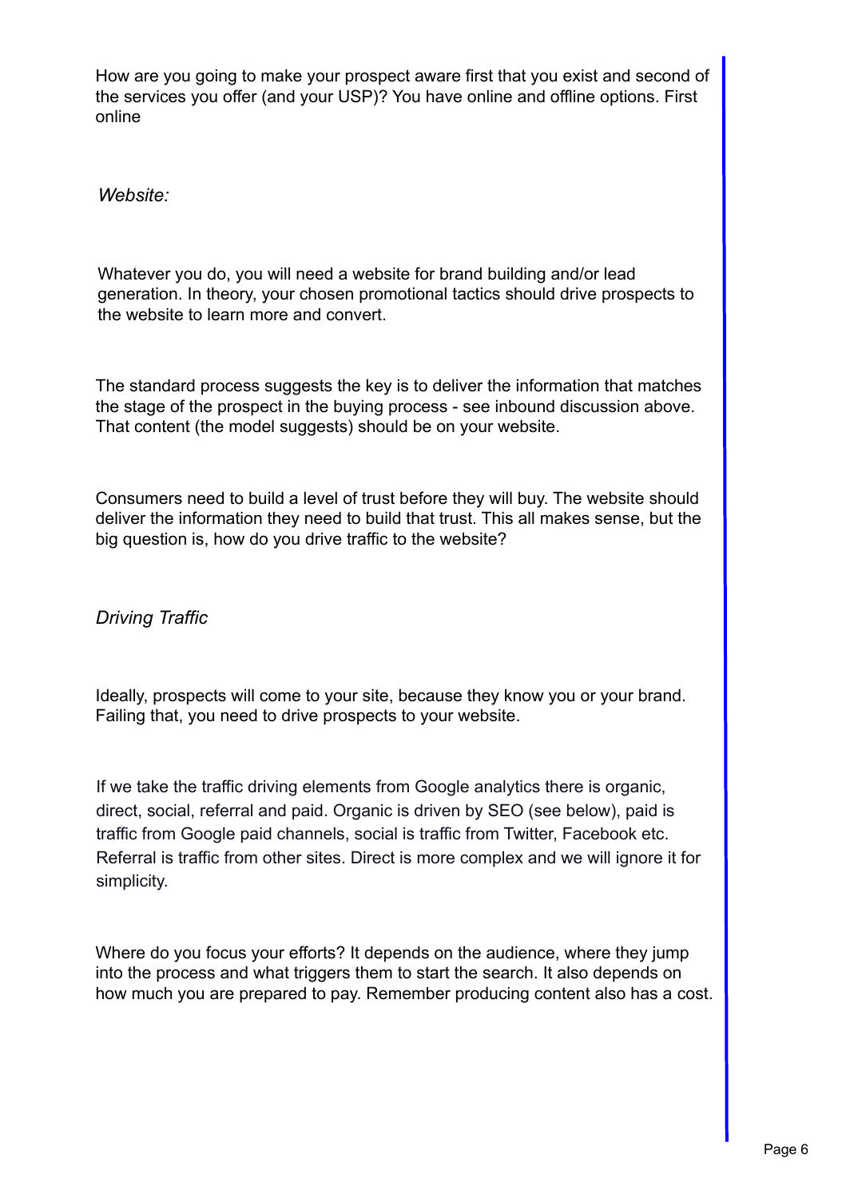How are you going to make your prospect aware first that you exist and second of the services you offer (and your USP)? You have online and offline options. First online

*Website:*

Whatever you do, you will need a website for brand building and/or lead generation. In theory, your chosen promotional tactics should drive prospects to the website to learn more and convert.

The standard process suggests the key is to deliver the information that matches the stage of the prospect in the buying process - see inbound discussion above. That content (the model suggests) should be on your website.

Consumers need to build a level of trust before they will buy. The website should deliver the information they need to build that trust. This all makes sense, but the big question is, how do you drive traffic to the website?

*Driving Traffic*

Ideally, prospects will come to your site, because they know you or your brand. Failing that, you need to drive prospects to your website.

If we take the traffic driving elements from Google analytics there is organic, direct, social, referral and paid. Organic is driven by SEO (see below), paid is traffic from Google paid channels, social is traffic from Twitter, Facebook etc. Referral is traffic from other sites. Direct is more complex and we will ignore it for simplicity.

Where do you focus your efforts? It depends on the audience, where they jump into the process and what triggers them to start the search. It also depends on how much you are prepared to pay. Remember producing content also has a cost.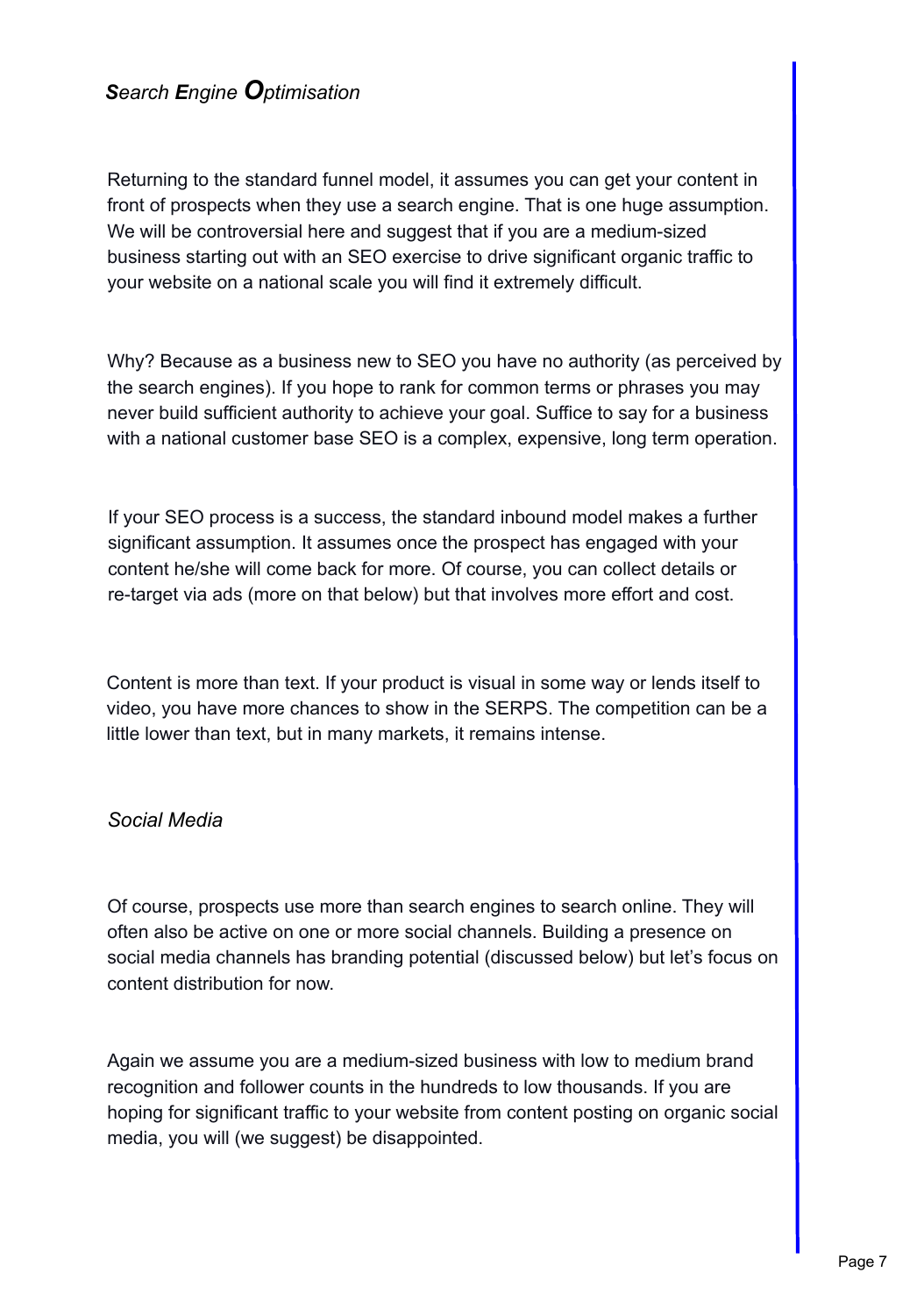## *Search Engine Optimisation*

Returning to the standard funnel model, it assumes you can get your content in front of prospects when they use a search engine. That is one huge assumption. We will be controversial here and suggest that if you are a medium-sized business starting out with an SEO exercise to drive significant organic traffic to your website on a national scale you will find it extremely difficult.

Why? Because as a business new to SEO you have no authority (as perceived by the search engines). If you hope to rank for common terms or phrases you may never build sufficient authority to achieve your goal. Suffice to say for a business with a national customer base SEO is a complex, expensive, long term operation.

If your SEO process is a success, the standard inbound model makes a further significant assumption. It assumes once the prospect has engaged with your content he/she will come back for more. Of course, you can collect details or re-target via ads (more on that below) but that involves more effort and cost.

Content is more than text. If your product is visual in some way or lends itself to video, you have more chances to show in the SERPS. The competition can be a little lower than text, but in many markets, it remains intense.

## *Social Media*

Of course, prospects use more than search engines to search online. They will often also be active on one or more social channels. Building a presence on social media channels has branding potential (discussed below) but let's focus on content distribution for now.

Again we assume you are a medium-sized business with low to medium brand recognition and follower counts in the hundreds to low thousands. If you are hoping for significant traffic to your website from content posting on organic social media, you will (we suggest) be disappointed.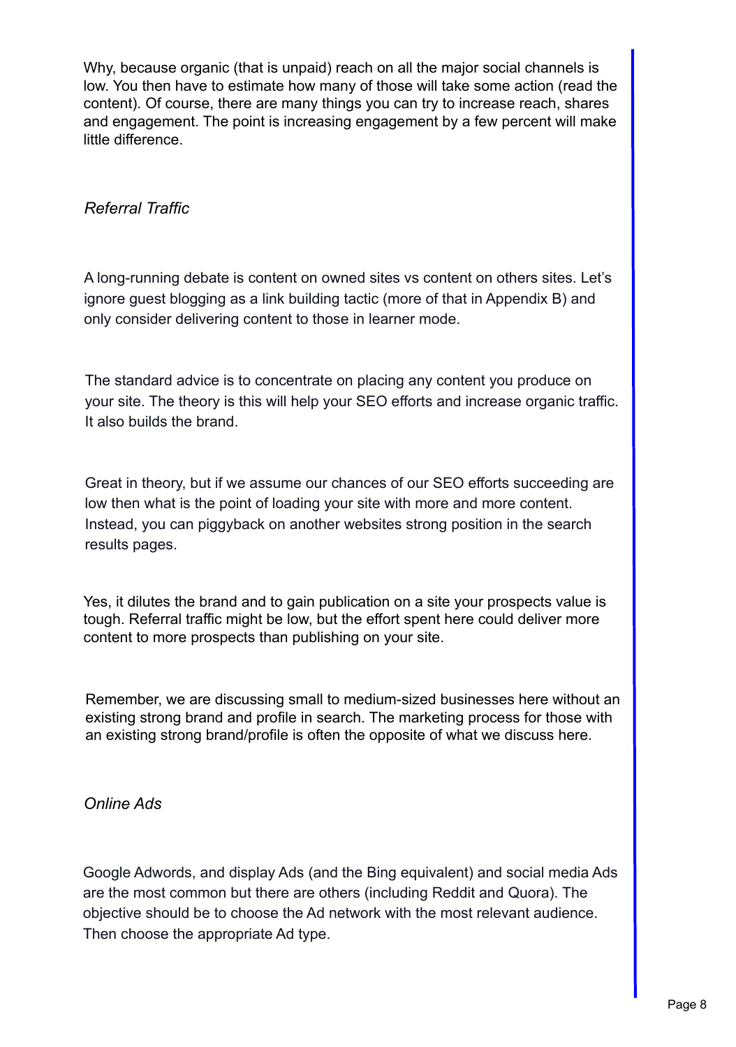Why, because organic (that is unpaid) reach on all the major social channels is low. You then have to estimate how many of those will take some action (read the content). Of course, there are many things you can try to increase reach, shares and engagement. The point is increasing engagement by a few percent will make little difference.

*Referral Traffic*

A long-running debate is content on owned sites vs content on others sites. Let's ignore guest blogging as a link building tactic (more of that in Appendix B) and only consider delivering content to those in learner mode.

The standard advice is to concentrate on placing any content you produce on your site. The theory is this will help your SEO efforts and increase organic traffic. It also builds the brand.

Great in theory, but if we assume our chances of our SEO efforts succeeding are low then what is the point of loading your site with more and more content. Instead, you can piggyback on another websites strong position in the search results pages.

Yes, it dilutes the brand and to gain publication on a site your prospects value is tough. Referral traffic might be low, but the effort spent here could deliver more content to more prospects than publishing on your site.

Remember, we are discussing small to medium-sized businesses here without an existing strong brand and profile in search. The marketing process for those with an existing strong brand/profile is often the opposite of what we discuss here.

*Online Ads*

Google Adwords, and display Ads (and the Bing equivalent) and social media Ads are the most common but there are others (including Reddit and Quora). The objective should be to choose the Ad network with the most relevant audience. Then choose the appropriate Ad type.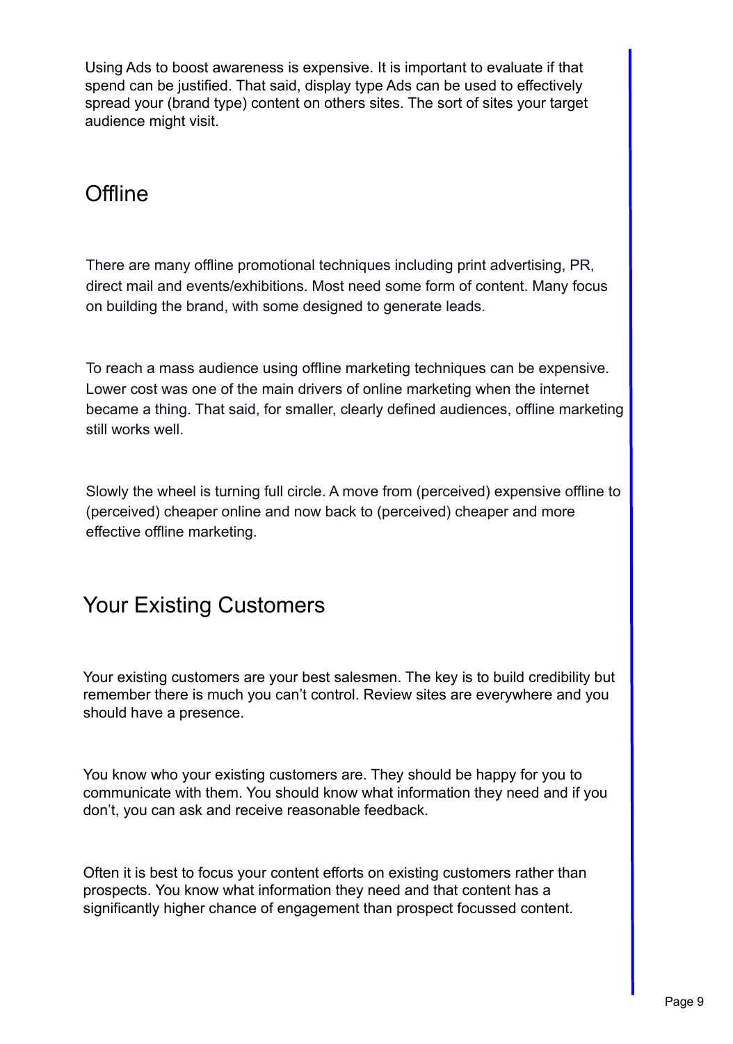Using Ads to boost awareness is expensive. It is important to evaluate if that spend can be justified. That said, display type Ads can be used to effectively spread your (brand type) content on others sites. The sort of sites your target audience might visit.

## Offline

There are many offline promotional techniques including print advertising, PR, direct mail and events/exhibitions. Most need some form of content. Many focus on building the brand, with some designed to generate leads.

To reach a mass audience using offline marketing techniques can be expensive. Lower cost was one of the main drivers of online marketing when the internet became a thing. That said, for smaller, clearly defined audiences, offline marketing still works well.

Slowly the wheel is turning full circle. A move from (perceived) expensive offline to (perceived) cheaper online and now back to (perceived) cheaper and more effective offline marketing.

## Your Existing Customers

Your existing customers are your best salesmen. The key is to build credibility but remember there is much you can't control. Review sites are everywhere and you should have a presence.

You know who your existing customers are. They should be happy for you to communicate with them. You should know what information they need and if you don't, you can ask and receive reasonable feedback.

Often it is best to focus your content efforts on existing customers rather than prospects. You know what information they need and that content has a significantly higher chance of engagement than prospect focussed content.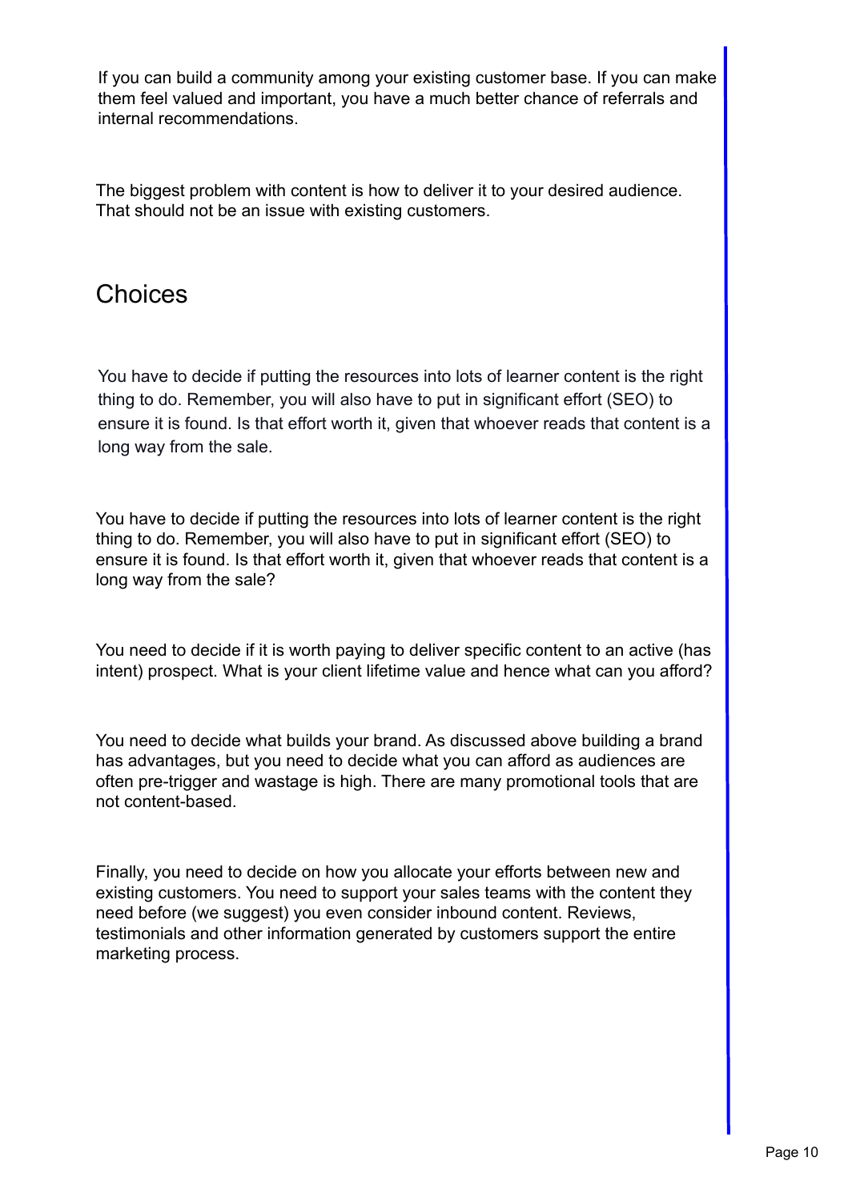If you can build a community among your existing customer base. If you can make them feel valued and important, you have a much better chance of referrals and internal recommendations.

The biggest problem with content is how to deliver it to your desired audience. That should not be an issue with existing customers.

## Choices

You have to decide if putting the resources into lots of learner content is the right thing to do. Remember, you will also have to put in significant effort (SEO) to ensure it is found. Is that effort worth it, given that whoever reads that content is a long way from the sale.

You have to decide if putting the resources into lots of learner content is the right thing to do. Remember, you will also have to put in significant effort (SEO) to ensure it is found. Is that effort worth it, given that whoever reads that content is a long way from the sale?

You need to decide if it is worth paying to deliver specific content to an active (has intent) prospect. What is your client lifetime value and hence what can you afford?

You need to decide what builds your brand. As discussed above building a brand has advantages, but you need to decide what you can afford as audiences are often pre-trigger and wastage is high. There are many promotional tools that are not content-based.

Finally, you need to decide on how you allocate your efforts between new and existing customers. You need to support your sales teams with the content they need before (we suggest) you even consider inbound content. Reviews, testimonials and other information generated by customers support the entire marketing process.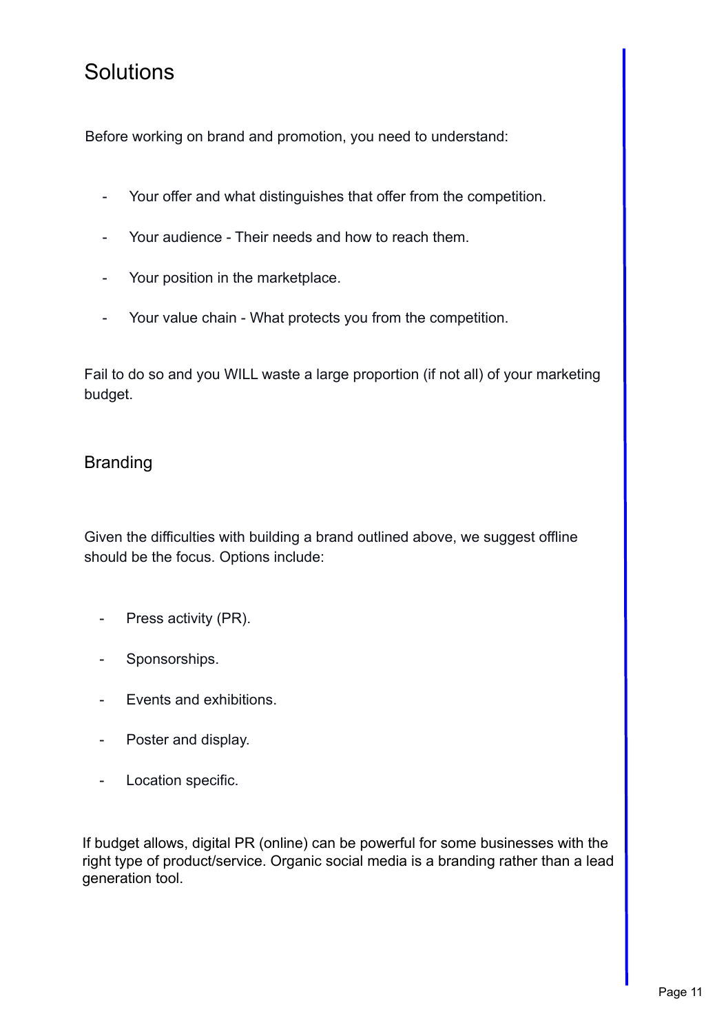# Solutions

Before working on brand and promotion, you need to understand:

- Your offer and what distinguishes that offer from the competition.
- Your audience - Their needs and how to reach them.
- Your position in the marketplace.
- Your value chain - What protects you from the competition.

Fail to do so and you WILL waste a large proportion (if not all) of your marketing budget.

## Branding

Given the difficulties with building a brand outlined above, we suggest offline should be the focus. Options include:

- Press activity (PR).
- Sponsorships.
- Events and exhibitions.
- Poster and display.
- Location specific.

If budget allows, digital PR (online) can be powerful for some businesses with the right type of product/service. Organic social media is a branding rather than a lead generation tool.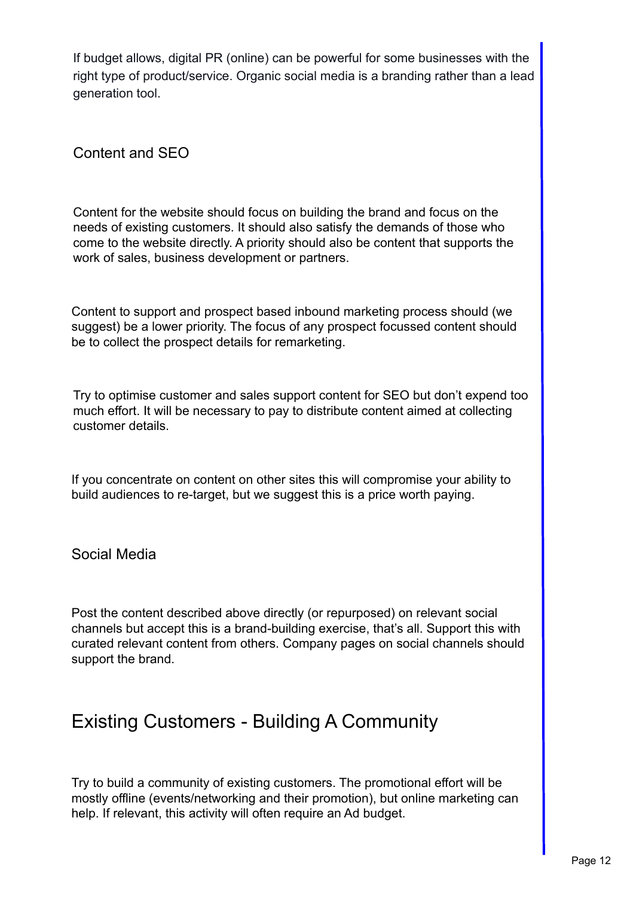If budget allows, digital PR (online) can be powerful for some businesses with the right type of product/service. Organic social media is a branding rather than a lead generation tool.

### Content and SEO

Content for the website should focus on building the brand and focus on the needs of existing customers. It should also satisfy the demands of those who come to the website directly. A priority should also be content that supports the work of sales, business development or partners.

Content to support and prospect based inbound marketing process should (we suggest) be a lower priority. The focus of any prospect focussed content should be to collect the prospect details for remarketing.

Try to optimise customer and sales support content for SEO but don't expend too much effort. It will be necessary to pay to distribute content aimed at collecting customer details.

If you concentrate on content on other sites this will compromise your ability to build audiences to re-target, but we suggest this is a price worth paying.

### Social Media

Post the content described above directly (or repurposed) on relevant social channels but accept this is a brand-building exercise, that's all. Support this with curated relevant content from others. Company pages on social channels should support the brand.

## Existing Customers - Building A Community

Try to build a community of existing customers. The promotional effort will be mostly offline (events/networking and their promotion), but online marketing can help. If relevant, this activity will often require an Ad budget.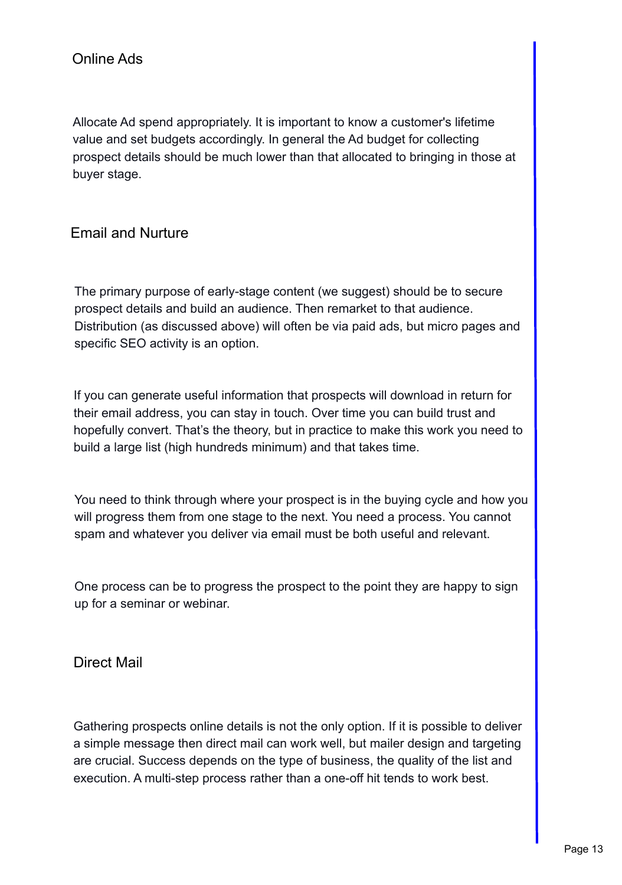## Online Ads

Allocate Ad spend appropriately. It is important to know a customer's lifetime value and set budgets accordingly. In general the Ad budget for collecting prospect details should be much lower than that allocated to bringing in those at buyer stage.

## Email and Nurture

The primary purpose of early-stage content (we suggest) should be to secure prospect details and build an audience. Then remarket to that audience. Distribution (as discussed above) will often be via paid ads, but micro pages and specific SEO activity is an option.

If you can generate useful information that prospects will download in return for their email address, you can stay in touch. Over time you can build trust and hopefully convert. That's the theory, but in practice to make this work you need to build a large list (high hundreds minimum) and that takes time.

You need to think through where your prospect is in the buying cycle and how you will progress them from one stage to the next. You need a process. You cannot spam and whatever you deliver via email must be both useful and relevant.

One process can be to progress the prospect to the point they are happy to sign up for a seminar or webinar.

## Direct Mail

Gathering prospects online details is not the only option. If it is possible to deliver a simple message then direct mail can work well, but mailer design and targeting are crucial. Success depends on the type of business, the quality of the list and execution. A multi-step process rather than a one-off hit tends to work best.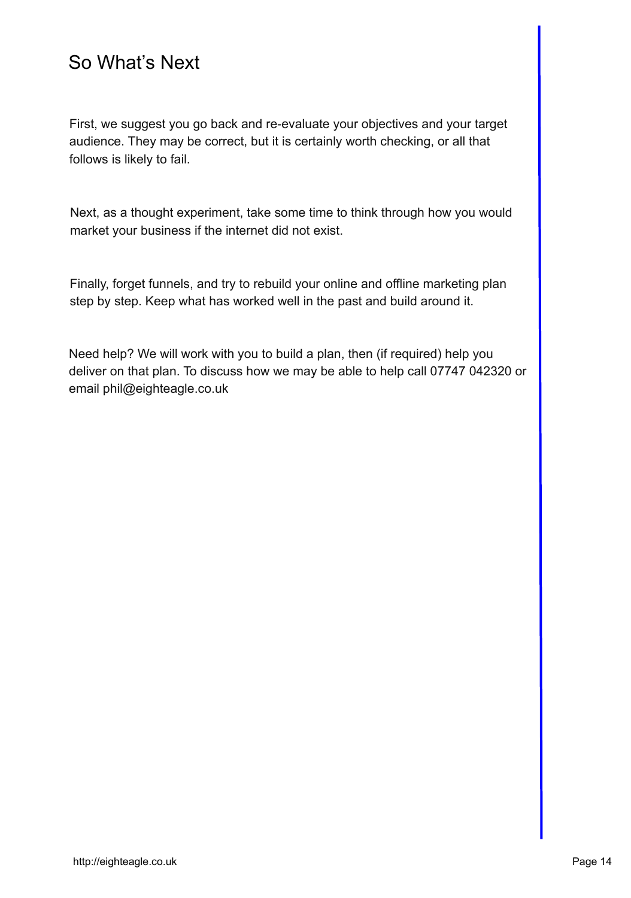## So What's Next

First, we suggest you go back and re-evaluate your objectives and your target audience. They may be correct, but it is certainly worth checking, or all that follows is likely to fail.

Next, as a thought experiment, take some time to think through how you would market your business if the internet did not exist.

Finally, forget funnels, and try to rebuild your online and offline marketing plan step by step. Keep what has worked well in the past and build around it.

Need help? We will work with you to build a plan, then (if required) help you deliver on that plan. To discuss how we may be able to help call 07747 042320 or email phil@eighteagle.co.uk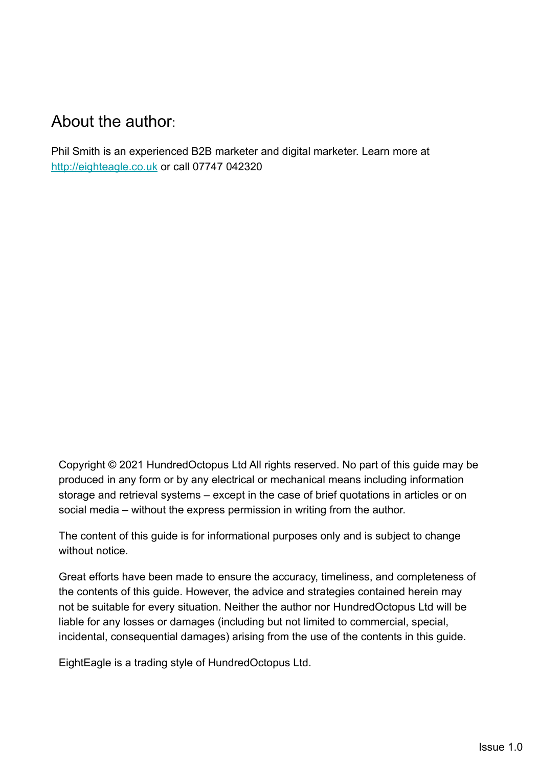## About the author:

Phil Smith is an experienced B2B marketer and digital marketer. Learn more at [http://eighteagle.co.uk](http://eighteagle.co.uk) or call 07747 042320

Copyright © 2021 HundredOctopus Ltd All rights reserved. No part of this guide may be produced in any form or by any electrical or mechanical means including information storage and retrieval systems – except in the case of brief quotations in articles or on social media – without the express permission in writing from the author.

The content of this guide is for informational purposes only and is subject to change without notice.

Great efforts have been made to ensure the accuracy, timeliness, and completeness of the contents of this guide. However, the advice and strategies contained herein may not be suitable for every situation. Neither the author nor HundredOctopus Ltd will be liable for any losses or damages (including but not limited to commercial, special, incidental, consequential damages) arising from the use of the contents in this guide.

EightEagle is a trading style of HundredOctopus Ltd.

Issue 1.0